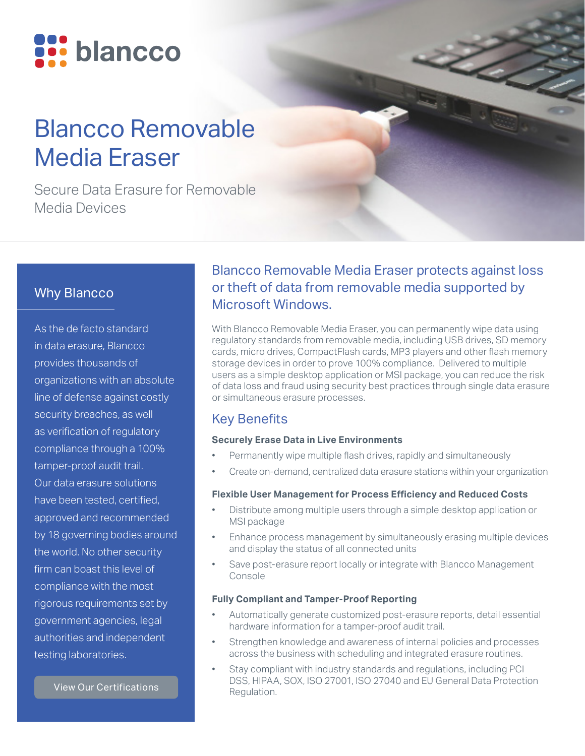blancco

# Blancco Removable Media Eraser

Secure Data Erasure for Removable Media Devices

## Why Blancco

As the de facto standard in data erasure, Blancco provides thousands of organizations with an absolute line of defense against costly security breaches, as well as verification of regulatory compliance through a 100% tamper-proof audit trail. Our data erasure solutions have been tested, certified, approved and recommended by 18 governing bodies around the world. No other security firm can boast this level of compliance with the most rigorous requirements set by government agencies, legal authorities and independent testing laboratories.

View Our Certifications

## Blancco Removable Media Eraser protects against loss or theft of data from removable media supported by Microsoft Windows.

With Blancco Removable Media Eraser, you can permanently wipe data using regulatory standards from removable media, including USB drives, SD memory cards, micro drives, CompactFlash cards, MP3 players and other flash memory storage devices in order to prove 100% compliance. Delivered to multiple users as a simple desktop application or MSI package, you can reduce the risk of data loss and fraud using security best practices through single data erasure or simultaneous erasure processes.

## Key Benefits

### Securely Erase Data in Live Environments

- Permanently wipe multiple flash drives, rapidly and simultaneously
- Create on-demand, centralized data erasure stations within your organization

### Flexible User Management for Process Efficiency and Reduced Costs

- Distribute among multiple users through a simple desktop application or MSI package
- Enhance process management by simultaneously erasing multiple devices and display the status of all connected units
- Save post-erasure report locally or integrate with Blancco Management Console

### Fully Compliant and Tamper-Proof Reporting

- Automatically generate customized post-erasure reports, detail essential hardware information for a tamper-proof audit trail.
- Strengthen knowledge and awareness of internal policies and processes across the business with scheduling and integrated erasure routines.
- Stay compliant with industry standards and regulations, including PCI DSS, HIPAA, SOX, ISO 27001, ISO 27040 and EU General Data Protection Regulation.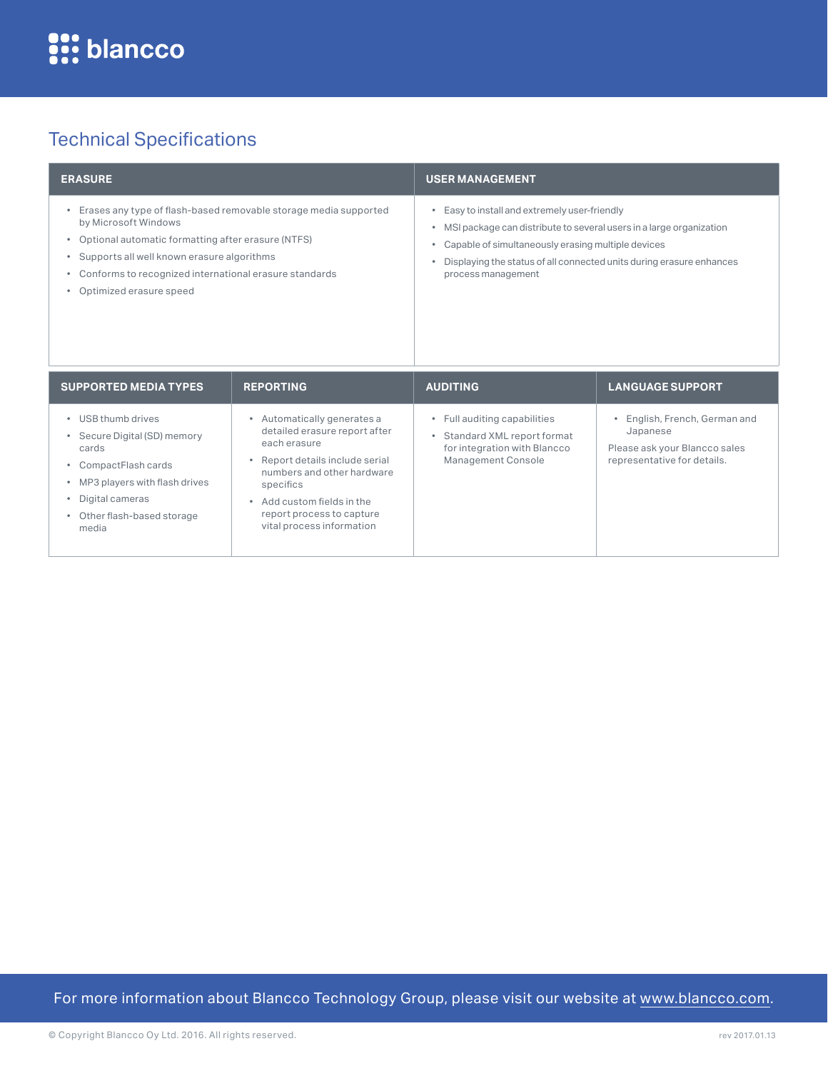## Technical Specifications

### ERASURE

- Erases any type of flash-based removable storage media supported by Microsoft Windows
- Optional automatic formatting after erasure (NTFS)
- Supports all well known erasure algorithms
- Conforms to recognized international erasure standards
- Optimized erasure speed

### USER MANAGEMENT

- Easy to install and extremely user-friendly
- MSI package can distribute to several users in a large organization
- Capable of simultaneously erasing multiple devices
- Displaying the status of all connected units during erasure enhances process management

### SUPPORTED MEDIA TYPES

- USB thumb drives
- Secure Digital (SD) memory cards
- CompactFlash cards
- MP3 players with flash drives
- Digital cameras
- Other flash-based storage media

### REPORTING

- Automatically generates a detailed erasure report after each erasure
- Report details include serial numbers and other hardware specifics
- Add custom fields in the report process to capture vital process information

### AUDITING

- Full auditing capabilities
- Standard XML report format for integration with Blancco Management Console

### LANGUAGE SUPPORT

- English, French, German and Japanese

Please ask your Blancco sales representative for details.

For more information about Blancco Technology Group, please visit our website at www.blancco.com.

© Copyright Blancco Oy Ltd. 2016. All rights reserved.

rev 2017.01.13